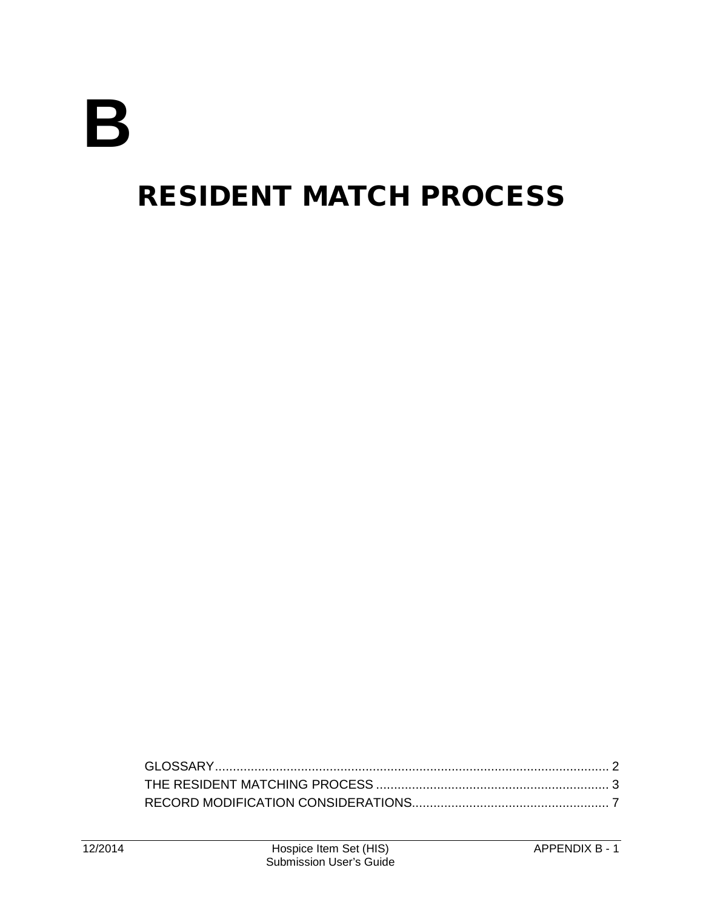# B

# RESIDENT MATCH PROCESS

GLOSSARY ..... 2
THE RESIDENT MATCHING PROCESS ..... 3
RECORD MODIFICATION CONSIDERATIONS ..... 7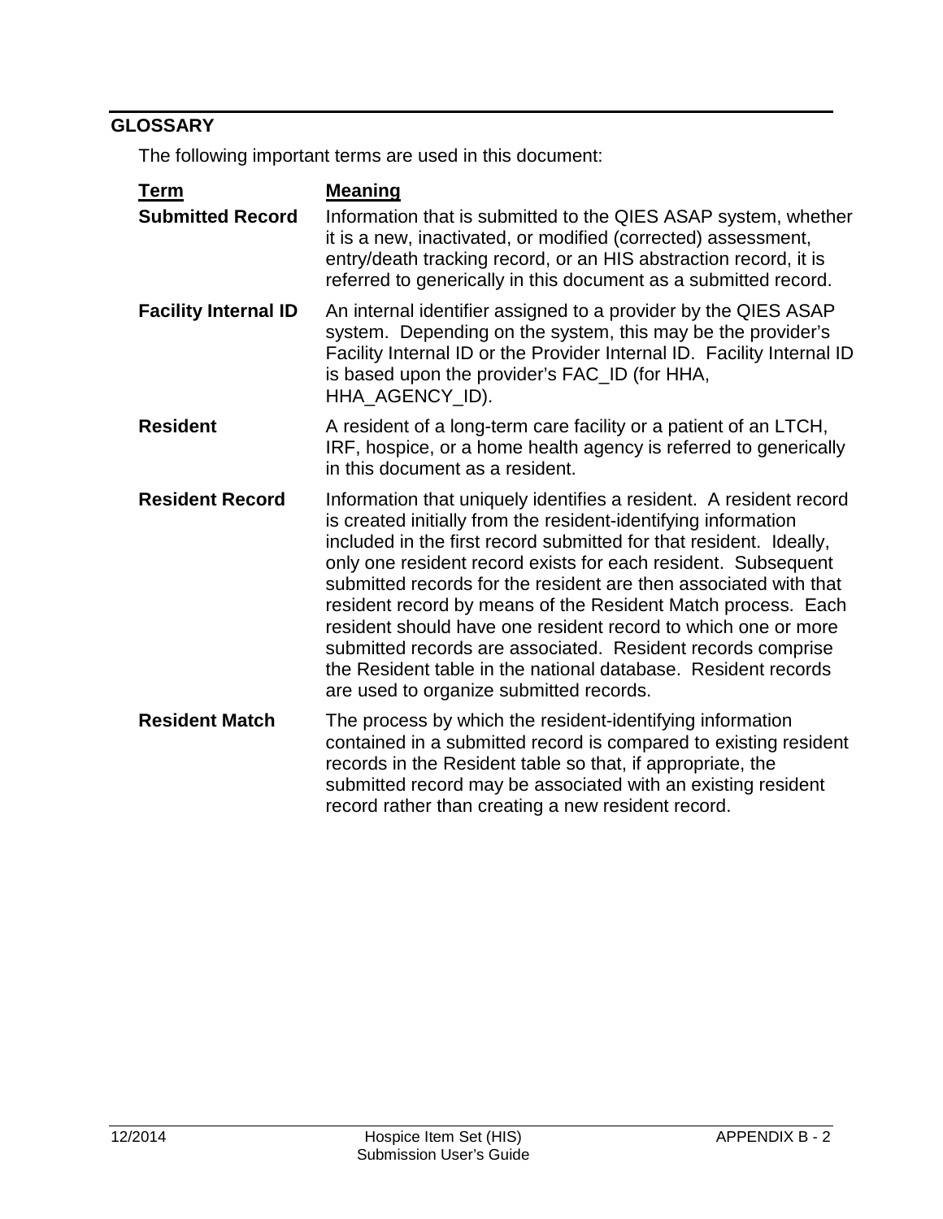## GLOSSARY

The following important terms are used in this document:

| Term | Meaning |
| --- | --- |
| **Submitted Record** | Information that is submitted to the QIES ASAP system, whether it is a new, inactivated, or modified (corrected) assessment, entry/death tracking record, or an HIS abstraction record, it is referred to generically in this document as a submitted record. |
| **Facility Internal ID** | An internal identifier assigned to a provider by the QIES ASAP system. Depending on the system, this may be the provider's Facility Internal ID or the Provider Internal ID. Facility Internal ID is based upon the provider's FAC_ID (for HHA, HHA_AGENCY_ID). |
| **Resident** | A resident of a long-term care facility or a patient of an LTCH, IRF, hospice, or a home health agency is referred to generically in this document as a resident. |
| **Resident Record** | Information that uniquely identifies a resident. A resident record is created initially from the resident-identifying information included in the first record submitted for that resident. Ideally, only one resident record exists for each resident. Subsequent submitted records for the resident are then associated with that resident record by means of the Resident Match process. Each resident should have one resident record to which one or more submitted records are associated. Resident records comprise the Resident table in the national database. Resident records are used to organize submitted records. |
| **Resident Match** | The process by which the resident-identifying information contained in a submitted record is compared to existing resident records in the Resident table so that, if appropriate, the submitted record may be associated with an existing resident record rather than creating a new resident record. |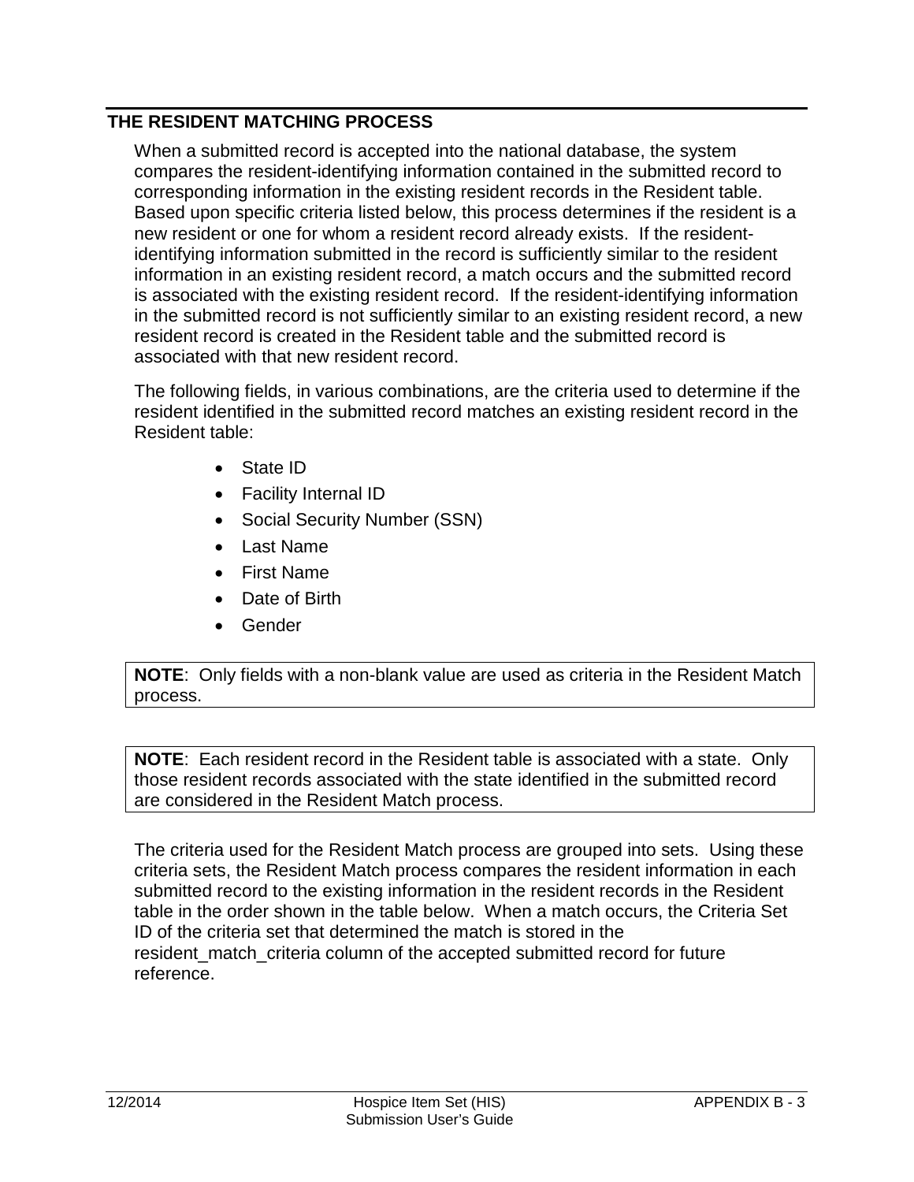## THE RESIDENT MATCHING PROCESS

When a submitted record is accepted into the national database, the system compares the resident-identifying information contained in the submitted record to corresponding information in the existing resident records in the Resident table. Based upon specific criteria listed below, this process determines if the resident is a new resident or one for whom a resident record already exists. If the resident-identifying information submitted in the record is sufficiently similar to the resident information in an existing resident record, a match occurs and the submitted record is associated with the existing resident record. If the resident-identifying information in the submitted record is not sufficiently similar to an existing resident record, a new resident record is created in the Resident table and the submitted record is associated with that new resident record.

The following fields, in various combinations, are the criteria used to determine if the resident identified in the submitted record matches an existing resident record in the Resident table:

- State ID
- Facility Internal ID
- Social Security Number (SSN)
- Last Name
- First Name
- Date of Birth
- Gender

**NOTE**: Only fields with a non-blank value are used as criteria in the Resident Match process.

**NOTE**: Each resident record in the Resident table is associated with a state. Only those resident records associated with the state identified in the submitted record are considered in the Resident Match process.

The criteria used for the Resident Match process are grouped into sets. Using these criteria sets, the Resident Match process compares the resident information in each submitted record to the existing information in the resident records in the Resident table in the order shown in the table below. When a match occurs, the Criteria Set ID of the criteria set that determined the match is stored in the resident_match_criteria column of the accepted submitted record for future reference.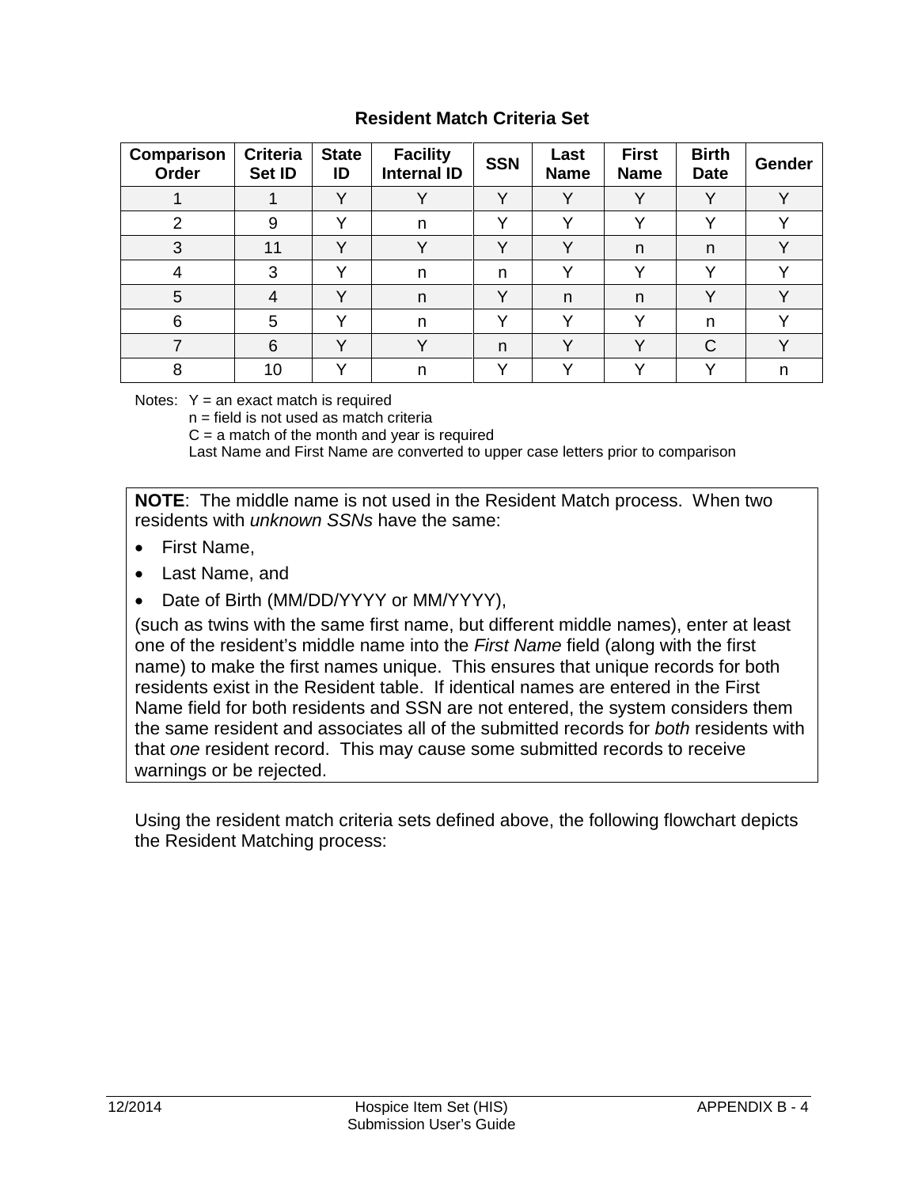**Resident Match Criteria Set**

| Comparison Order | Criteria Set ID | State ID | Facility Internal ID | SSN | Last Name | First Name | Birth Date | Gender |
|---|---|---|---|---|---|---|---|---|
| 1 | 1 | Y | Y | Y | Y | Y | Y | Y |
| 2 | 9 | Y | n | Y | Y | Y | Y | Y |
| 3 | 11 | Y | Y | Y | Y | n | n | Y |
| 4 | 3 | Y | n | n | Y | Y | Y | Y |
| 5 | 4 | Y | n | Y | n | n | Y | Y |
| 6 | 5 | Y | n | Y | Y | Y | n | Y |
| 7 | 6 | Y | Y | n | Y | Y | C | Y |
| 8 | 10 | Y | n | Y | Y | Y | Y | n |

Notes: Y = an exact match is required
n = field is not used as match criteria
C = a match of the month and year is required
Last Name and First Name are converted to upper case letters prior to comparison

**NOTE**: The middle name is not used in the Resident Match process. When two residents with *unknown SSNs* have the same:

- First Name,
- Last Name, and
- Date of Birth (MM/DD/YYYY or MM/YYYY),

(such as twins with the same first name, but different middle names), enter at least one of the resident's middle name into the *First Name* field (along with the first name) to make the first names unique. This ensures that unique records for both residents exist in the Resident table. If identical names are entered in the First Name field for both residents and SSN are not entered, the system considers them the same resident and associates all of the submitted records for *both* residents with that *one* resident record. This may cause some submitted records to receive warnings or be rejected.

Using the resident match criteria sets defined above, the following flowchart depicts the Resident Matching process: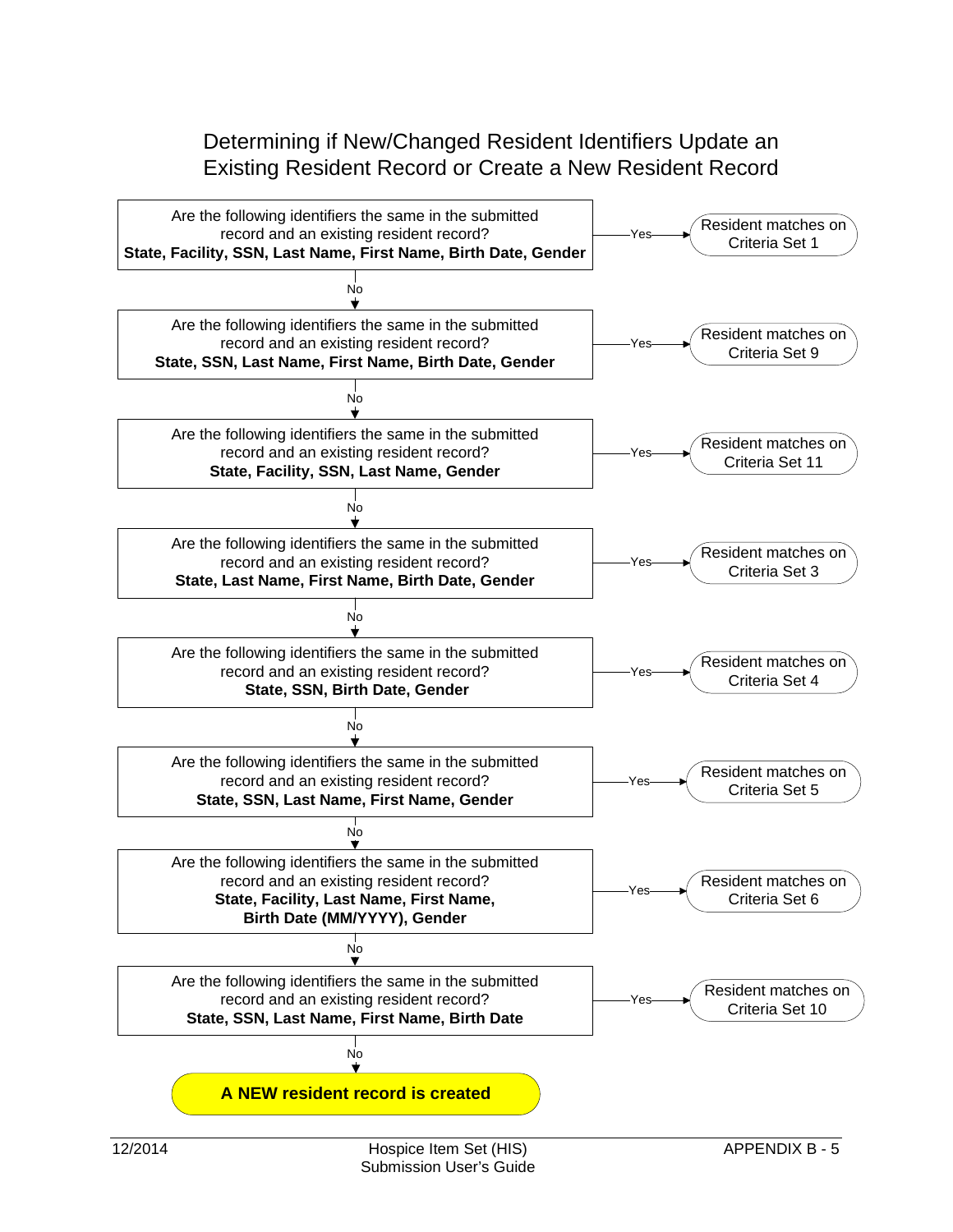# Determining if New/Changed Resident Identifiers Update an Existing Resident Record or Create a New Resident Record

Are the following identifiers the same in the submitted record and an existing resident record?
**State, Facility, SSN, Last Name, First Name, Birth Date, Gender**

- Yes → Resident matches on Criteria Set 1
- No ↓

Are the following identifiers the same in the submitted record and an existing resident record?
**State, SSN, Last Name, First Name, Birth Date, Gender**

- Yes → Resident matches on Criteria Set 9
- No ↓

Are the following identifiers the same in the submitted record and an existing resident record?
**State, Facility, SSN, Last Name, Gender**

- Yes → Resident matches on Criteria Set 11
- No ↓

Are the following identifiers the same in the submitted record and an existing resident record?
**State, Last Name, First Name, Birth Date, Gender**

- Yes → Resident matches on Criteria Set 3
- No ↓

Are the following identifiers the same in the submitted record and an existing resident record?
**State, SSN, Birth Date, Gender**

- Yes → Resident matches on Criteria Set 4
- No ↓

Are the following identifiers the same in the submitted record and an existing resident record?
**State, SSN, Last Name, First Name, Gender**

- Yes → Resident matches on Criteria Set 5
- No ↓

Are the following identifiers the same in the submitted record and an existing resident record?
**State, Facility, Last Name, First Name, Birth Date (MM/YYYY), Gender**

- Yes → Resident matches on Criteria Set 6
- No ↓

Are the following identifiers the same in the submitted record and an existing resident record?
**State, SSN, Last Name, First Name, Birth Date**

- Yes → Resident matches on Criteria Set 10
- No ↓

**A NEW resident record is created**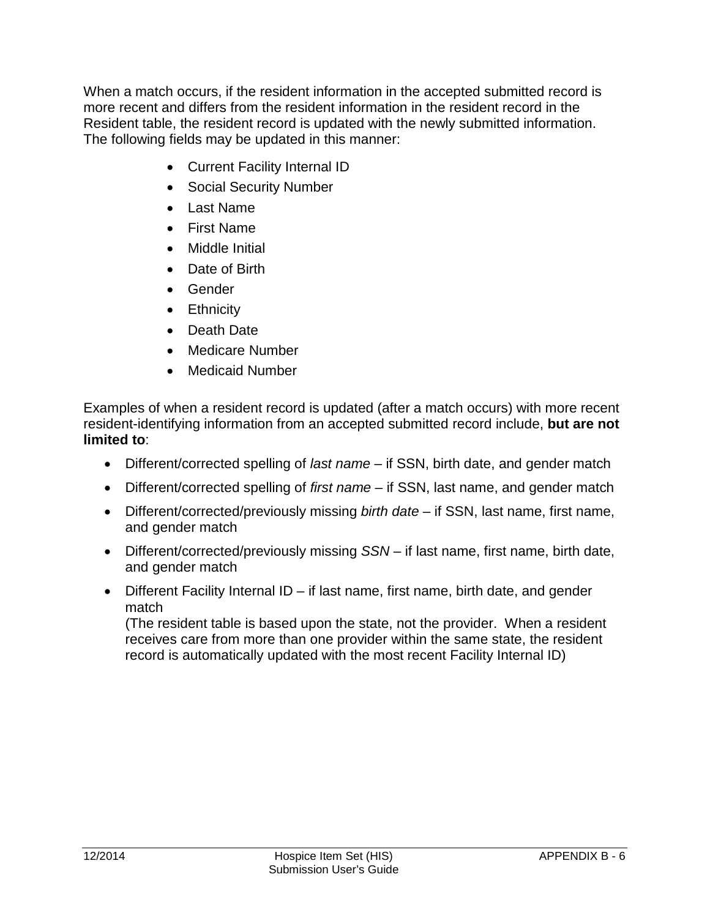When a match occurs, if the resident information in the accepted submitted record is more recent and differs from the resident information in the resident record in the Resident table, the resident record is updated with the newly submitted information. The following fields may be updated in this manner:

- Current Facility Internal ID
- Social Security Number
- Last Name
- First Name
- Middle Initial
- Date of Birth
- Gender
- Ethnicity
- Death Date
- Medicare Number
- Medicaid Number

Examples of when a resident record is updated (after a match occurs) with more recent resident-identifying information from an accepted submitted record include, **but are not limited to**:

- Different/corrected spelling of *last name* – if SSN, birth date, and gender match
- Different/corrected spelling of *first name* – if SSN, last name, and gender match
- Different/corrected/previously missing *birth date* – if SSN, last name, first name, and gender match
- Different/corrected/previously missing *SSN* – if last name, first name, birth date, and gender match
- Different Facility Internal ID – if last name, first name, birth date, and gender match
  (The resident table is based upon the state, not the provider. When a resident receives care from more than one provider within the same state, the resident record is automatically updated with the most recent Facility Internal ID)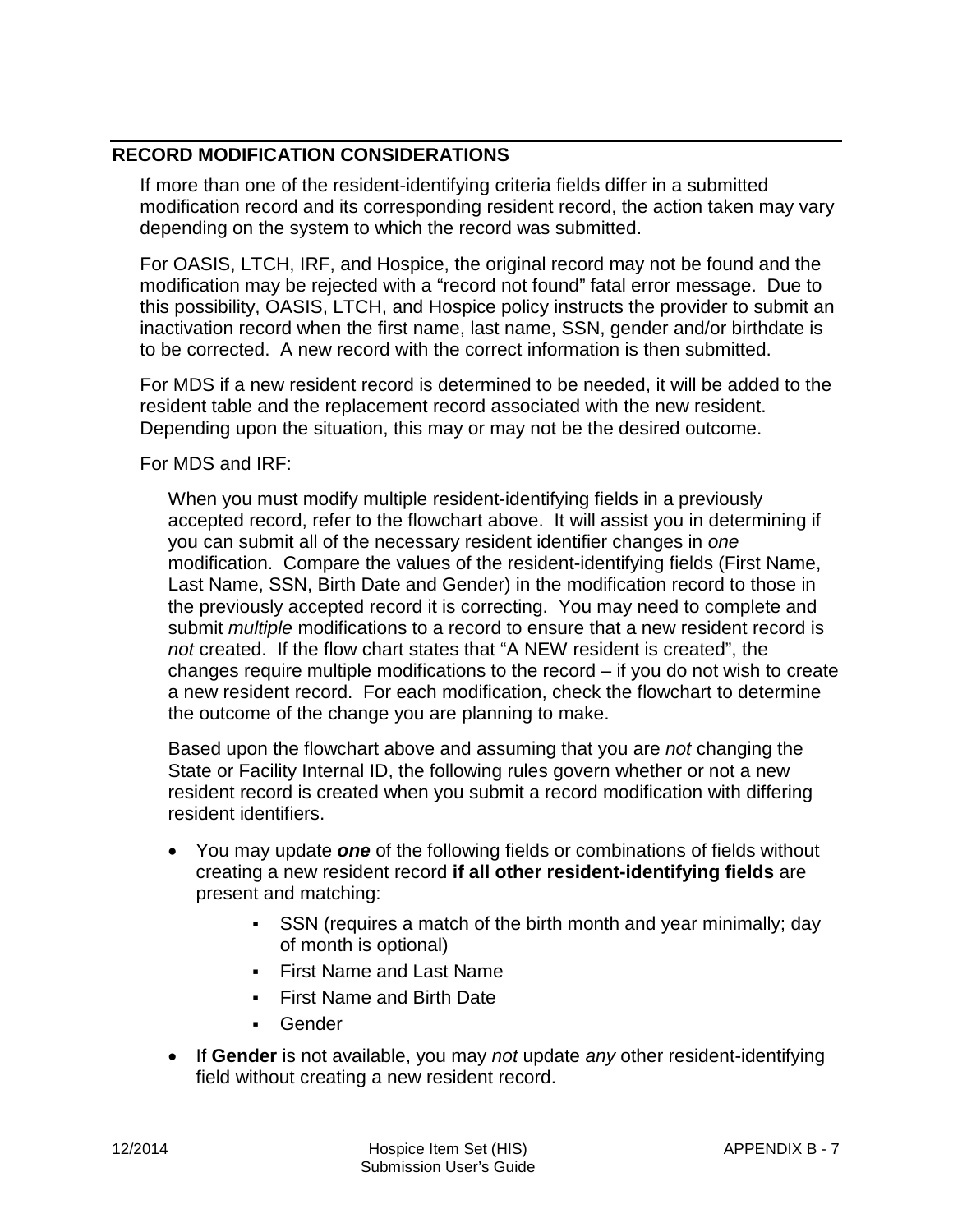## RECORD MODIFICATION CONSIDERATIONS

If more than one of the resident-identifying criteria fields differ in a submitted modification record and its corresponding resident record, the action taken may vary depending on the system to which the record was submitted.

For OASIS, LTCH, IRF, and Hospice, the original record may not be found and the modification may be rejected with a "record not found" fatal error message. Due to this possibility, OASIS, LTCH, and Hospice policy instructs the provider to submit an inactivation record when the first name, last name, SSN, gender and/or birthdate is to be corrected. A new record with the correct information is then submitted.

For MDS if a new resident record is determined to be needed, it will be added to the resident table and the replacement record associated with the new resident. Depending upon the situation, this may or may not be the desired outcome.

For MDS and IRF:

When you must modify multiple resident-identifying fields in a previously accepted record, refer to the flowchart above. It will assist you in determining if you can submit all of the necessary resident identifier changes in *one* modification. Compare the values of the resident-identifying fields (First Name, Last Name, SSN, Birth Date and Gender) in the modification record to those in the previously accepted record it is correcting. You may need to complete and submit *multiple* modifications to a record to ensure that a new resident record is *not* created. If the flow chart states that "A NEW resident is created", the changes require multiple modifications to the record – if you do not wish to create a new resident record. For each modification, check the flowchart to determine the outcome of the change you are planning to make.

Based upon the flowchart above and assuming that you are *not* changing the State or Facility Internal ID, the following rules govern whether or not a new resident record is created when you submit a record modification with differing resident identifiers.

- You may update ***one*** of the following fields or combinations of fields without creating a new resident record **if all other resident-identifying fields** are present and matching:
  - SSN (requires a match of the birth month and year minimally; day of month is optional)
  - First Name and Last Name
  - First Name and Birth Date
  - Gender
- If **Gender** is not available, you may *not* update *any* other resident-identifying field without creating a new resident record.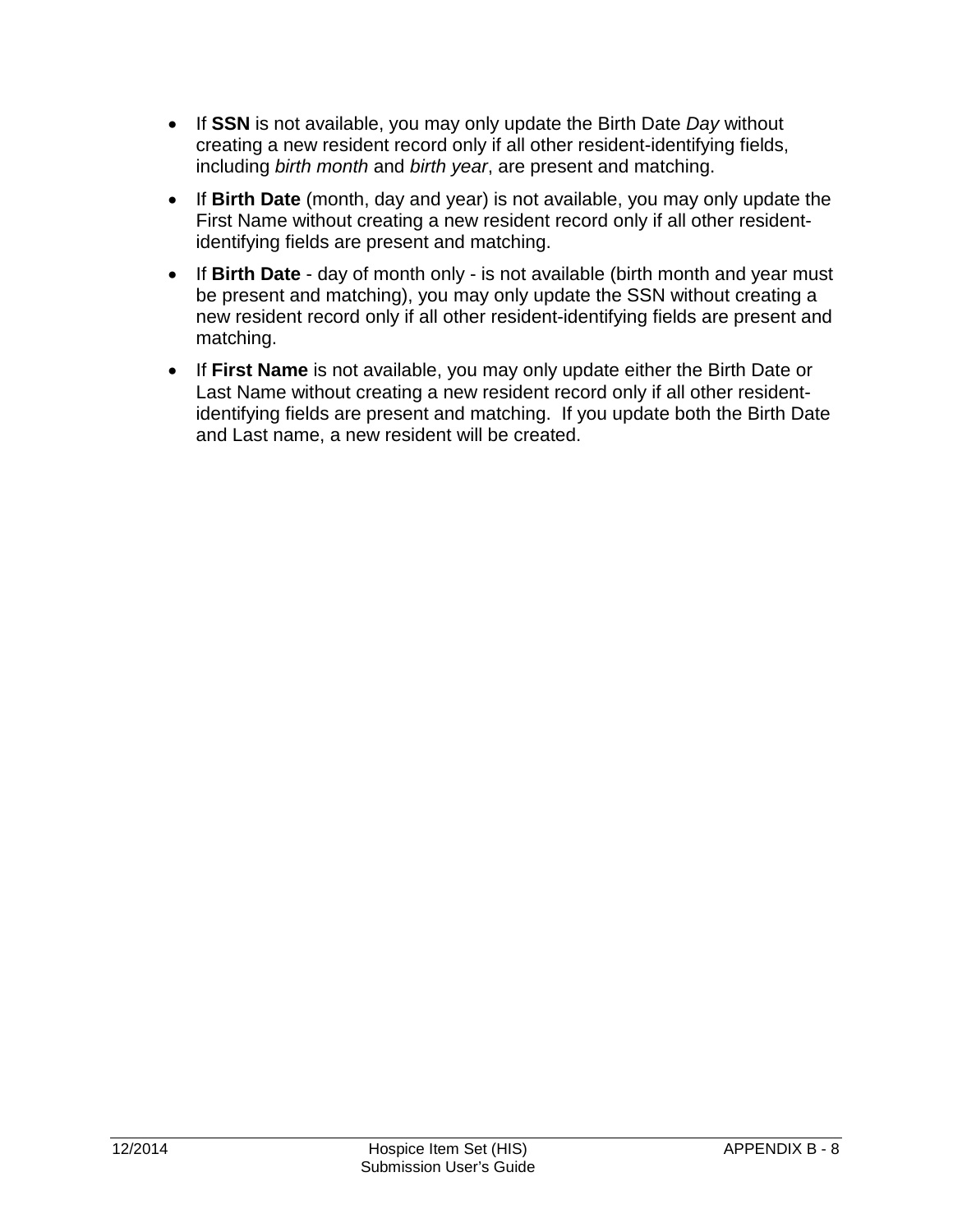- If **SSN** is not available, you may only update the Birth Date *Day* without creating a new resident record only if all other resident-identifying fields, including *birth month* and *birth year*, are present and matching.
- If **Birth Date** (month, day and year) is not available, you may only update the First Name without creating a new resident record only if all other resident-identifying fields are present and matching.
- If **Birth Date** - day of month only - is not available (birth month and year must be present and matching), you may only update the SSN without creating a new resident record only if all other resident-identifying fields are present and matching.
- If **First Name** is not available, you may only update either the Birth Date or Last Name without creating a new resident record only if all other resident-identifying fields are present and matching. If you update both the Birth Date and Last name, a new resident will be created.